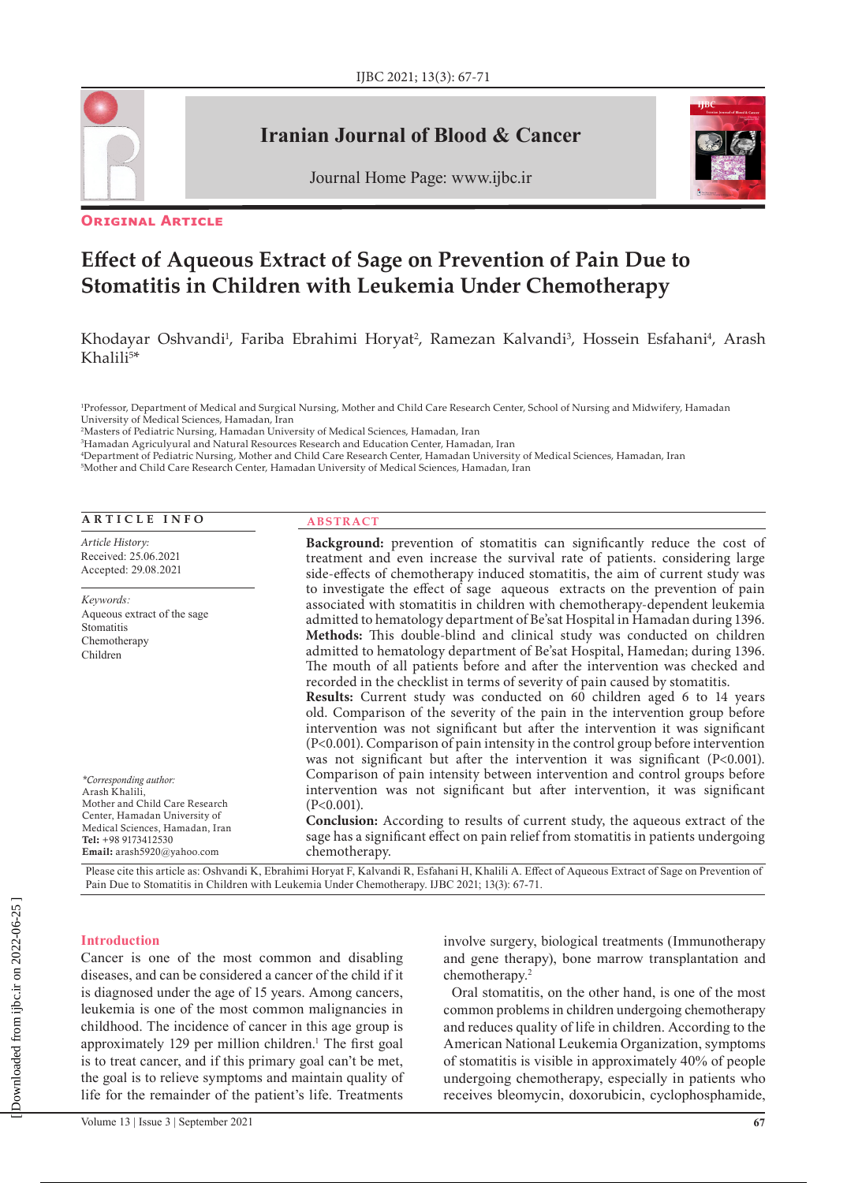Iranian Journal of Blood & Cancer

Journal Home Page: www.ijbc.ir

**Original Article**

# Effect of Aqueous Extract of Sage on Prevention of Pain Due to Stomatitis in Children with Leukemia Under Chemotherapy

Khodayar Oshvandi[1], Fariba Ebrahimi Horyat[2], Ramezan Kalvandi[3], Hossein Esfahani[4], Arash Khalili[5]*

[1]Professor, Department of Medical and Surgical Nursing, Mother and Child Care Research Center, School of Nursing and Midwifery, Hamadan University of Medical Sciences, Hamadan, Iran
[2]Masters of Pediatric Nursing, Hamadan University of Medical Sciences, Hamadan, Iran
[3]Hamadan Agriculyural and Natural Resources Research and Education Center, Hamadan, Iran
[4]Department of Pediatric Nursing, Mother and Child Care Research Center, Hamadan University of Medical Sciences, Hamadan, Iran
[5]Mother and Child Care Research Center, Hamadan University of Medical Sciences, Hamadan, Iran

**ARTICLE INFO**

*Article History:*
Received: 25.06.2021
Accepted: 29.08.2021

*Keywords:*
Aqueous extract of the sage
Stomatitis
Chemotherapy
Children

*\*Corresponding author:*
Arash Khalili,
Mother and Child Care Research Center, Hamadan University of Medical Sciences, Hamadan, Iran
**Tel:** +98 9173412530
**Email:** arash5920@yahoo.com

**ABSTRACT**

**Background:** prevention of stomatitis can significantly reduce the cost of treatment and even increase the survival rate of patients. considering large side-effects of chemotherapy induced stomatitis, the aim of current study was to investigate the effect of sage aqueous extracts on the prevention of pain associated with stomatitis in children with chemotherapy-dependent leukemia admitted to hematology department of Be'sat Hospital in Hamadan during 1396.
**Methods:** This double-blind and clinical study was conducted on children admitted to hematology department of Be'sat Hospital, Hamedan; during 1396. The mouth of all patients before and after the intervention was checked and recorded in the checklist in terms of severity of pain caused by stomatitis.
**Results:** Current study was conducted on 60 children aged 6 to 14 years old. Comparison of the severity of the pain in the intervention group before intervention was not significant but after the intervention it was significant (P<0.001). Comparison of pain intensity in the control group before intervention was not significant but after the intervention it was significant (P<0.001). Comparison of pain intensity between intervention and control groups before intervention was not significant but after intervention, it was significant (P<0.001).
**Conclusion:** According to results of current study, the aqueous extract of the sage has a significant effect on pain relief from stomatitis in patients undergoing chemotherapy.

Please cite this article as: Oshvandi K, Ebrahimi Horyat F, Kalvandi R, Esfahani H, Khalili A. Effect of Aqueous Extract of Sage on Prevention of Pain Due to Stomatitis in Children with Leukemia Under Chemotherapy. IJBC 2021; 13(3): 67-71.

## Introduction

Cancer is one of the most common and disabling diseases, and can be considered a cancer of the child if it is diagnosed under the age of 15 years. Among cancers, leukemia is one of the most common malignancies in childhood. The incidence of cancer in this age group is approximately 129 per million children.[1] The first goal is to treat cancer, and if this primary goal can't be met, the goal is to relieve symptoms and maintain quality of life for the remainder of the patient's life. Treatments involve surgery, biological treatments (Immunotherapy and gene therapy), bone marrow transplantation and chemotherapy.[2]

Oral stomatitis, on the other hand, is one of the most common problems in children undergoing chemotherapy and reduces quality of life in children. According to the American National Leukemia Organization, symptoms of stomatitis is visible in approximately 40% of people undergoing chemotherapy, especially in patients who receives bleomycin, doxorubicin, cyclophosphamide,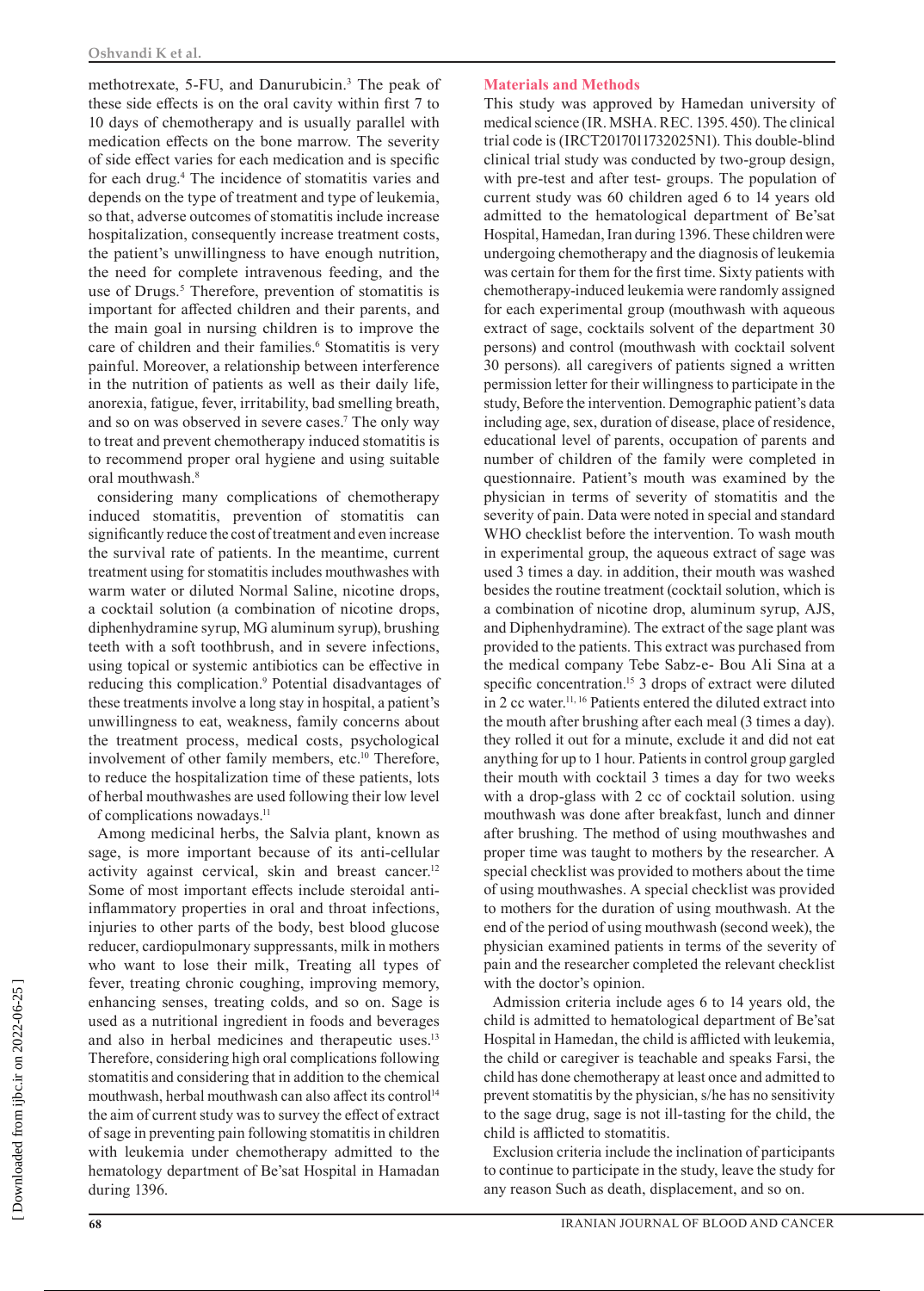methotrexate, 5-FU, and Danurubicin.[3] The peak of these side effects is on the oral cavity within first 7 to 10 days of chemotherapy and is usually parallel with medication effects on the bone marrow. The severity of side effect varies for each medication and is specific for each drug.[4] The incidence of stomatitis varies and depends on the type of treatment and type of leukemia, so that, adverse outcomes of stomatitis include increase hospitalization, consequently increase treatment costs, the patient's unwillingness to have enough nutrition, the need for complete intravenous feeding, and the use of Drugs.[5] Therefore, prevention of stomatitis is important for affected children and their parents, and the main goal in nursing children is to improve the care of children and their families.[6] Stomatitis is very painful. Moreover, a relationship between interference in the nutrition of patients as well as their daily life, anorexia, fatigue, fever, irritability, bad smelling breath, and so on was observed in severe cases.[7] The only way to treat and prevent chemotherapy induced stomatitis is to recommend proper oral hygiene and using suitable oral mouthwash.[8]

considering many complications of chemotherapy induced stomatitis, prevention of stomatitis can significantly reduce the cost of treatment and even increase the survival rate of patients. In the meantime, current treatment using for stomatitis includes mouthwashes with warm water or diluted Normal Saline, nicotine drops, a cocktail solution (a combination of nicotine drops, diphenhydramine syrup, MG aluminum syrup), brushing teeth with a soft toothbrush, and in severe infections, using topical or systemic antibiotics can be effective in reducing this complication.[9] Potential disadvantages of these treatments involve a long stay in hospital, a patient's unwillingness to eat, weakness, family concerns about the treatment process, medical costs, psychological involvement of other family members, etc.[10] Therefore, to reduce the hospitalization time of these patients, lots of herbal mouthwashes are used following their low level of complications nowadays.[11]

Among medicinal herbs, the Salvia plant, known as sage, is more important because of its anti-cellular activity against cervical, skin and breast cancer.[12] Some of most important effects include steroidal anti-inflammatory properties in oral and throat infections, injuries to other parts of the body, best blood glucose reducer, cardiopulmonary suppressants, milk in mothers who want to lose their milk, Treating all types of fever, treating chronic coughing, improving memory, enhancing senses, treating colds, and so on. Sage is used as a nutritional ingredient in foods and beverages and also in herbal medicines and therapeutic uses.[13] Therefore, considering high oral complications following stomatitis and considering that in addition to the chemical mouthwash, herbal mouthwash can also affect its control[14] the aim of current study was to survey the effect of extract of sage in preventing pain following stomatitis in children with leukemia under chemotherapy admitted to the hematology department of Be'sat Hospital in Hamadan during 1396.

## Materials and Methods

This study was approved by Hamedan university of medical science (IR. MSHA. REC. 1395. 450). The clinical trial code is (IRCT2017011732025N1). This double-blind clinical trial study was conducted by two-group design, with pre-test and after test- groups. The population of current study was 60 children aged 6 to 14 years old admitted to the hematological department of Be'sat Hospital, Hamedan, Iran during 1396. These children were undergoing chemotherapy and the diagnosis of leukemia was certain for them for the first time. Sixty patients with chemotherapy-induced leukemia were randomly assigned for each experimental group (mouthwash with aqueous extract of sage, cocktails solvent of the department 30 persons) and control (mouthwash with cocktail solvent 30 persons). all caregivers of patients signed a written permission letter for their willingness to participate in the study, Before the intervention. Demographic patient's data including age, sex, duration of disease, place of residence, educational level of parents, occupation of parents and number of children of the family were completed in questionnaire. Patient's mouth was examined by the physician in terms of severity of stomatitis and the severity of pain. Data were noted in special and standard WHO checklist before the intervention. To wash mouth in experimental group, the aqueous extract of sage was used 3 times a day. in addition, their mouth was washed besides the routine treatment (cocktail solution, which is a combination of nicotine drop, aluminum syrup, AJS, and Diphenhydramine). The extract of the sage plant was provided to the patients. This extract was purchased from the medical company Tebe Sabz-e- Bou Ali Sina at a specific concentration.[15] 3 drops of extract were diluted in 2 cc water.[11, 16] Patients entered the diluted extract into the mouth after brushing after each meal (3 times a day). they rolled it out for a minute, exclude it and did not eat anything for up to 1 hour. Patients in control group gargled their mouth with cocktail 3 times a day for two weeks with a drop-glass with 2 cc of cocktail solution. using mouthwash was done after breakfast, lunch and dinner after brushing. The method of using mouthwashes and proper time was taught to mothers by the researcher. A special checklist was provided to mothers about the time of using mouthwashes. A special checklist was provided to mothers for the duration of using mouthwash. At the end of the period of using mouthwash (second week), the physician examined patients in terms of the severity of pain and the researcher completed the relevant checklist with the doctor's opinion.

Admission criteria include ages 6 to 14 years old, the child is admitted to hematological department of Be'sat Hospital in Hamedan, the child is afflicted with leukemia, the child or caregiver is teachable and speaks Farsi, the child has done chemotherapy at least once and admitted to prevent stomatitis by the physician, s/he has no sensitivity to the sage drug, sage is not ill-tasting for the child, the child is afflicted to stomatitis.

Exclusion criteria include the inclination of participants to continue to participate in the study, leave the study for any reason Such as death, displacement, and so on.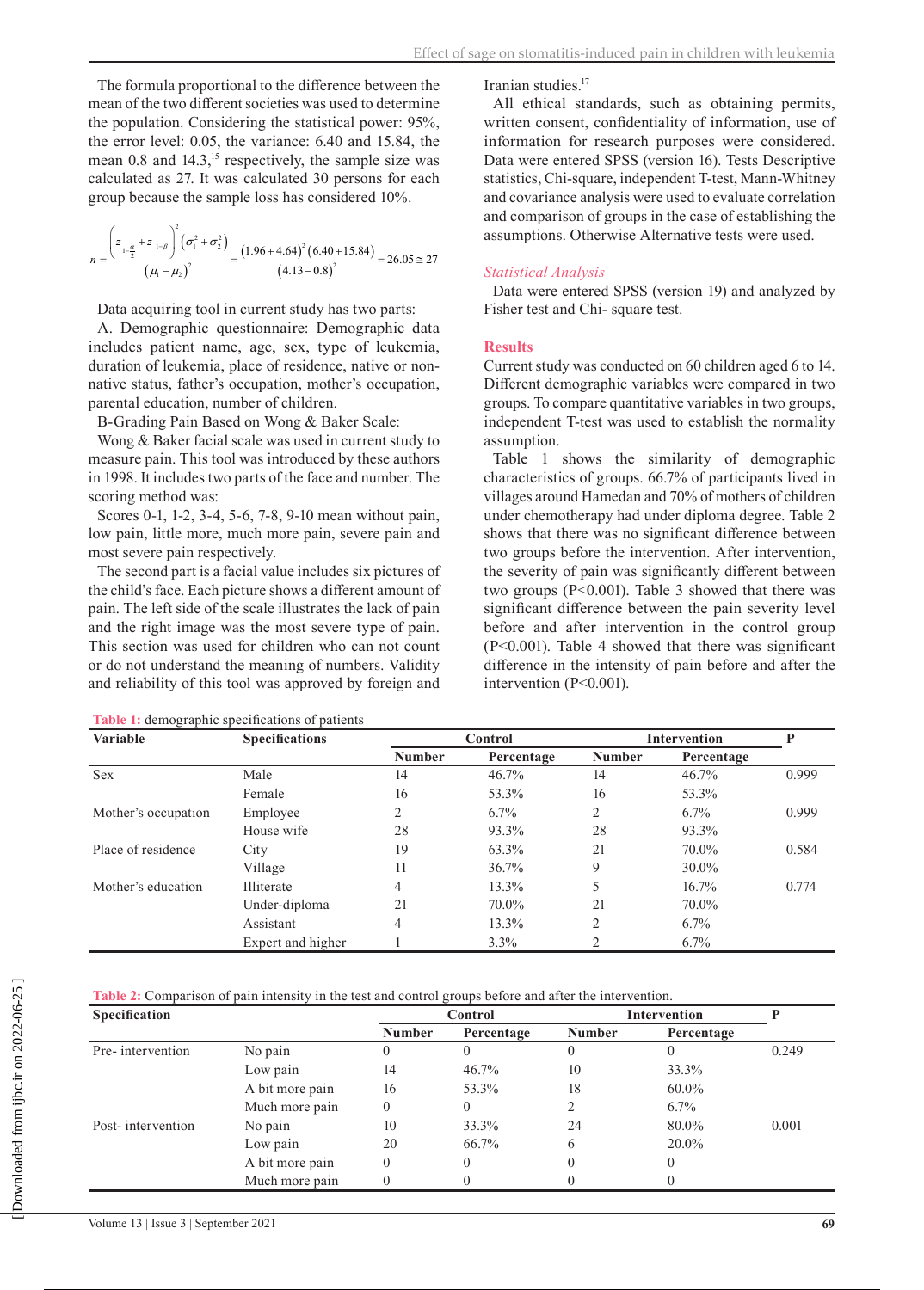The formula proportional to the difference between the mean of the two different societies was used to determine the population. Considering the statistical power: 95%, the error level: 0.05, the variance: 6.40 and 15.84, the mean 0.8 and 14.3,[15] respectively, the sample size was calculated as 27. It was calculated 30 persons for each group because the sample loss has considered 10%.

$$n=\frac{\left(z_{1-\frac{\alpha}{2}}+z_{1-\beta}\right)^2\left(\sigma_1^2+\sigma_2^2\right)}{\left(\mu_1-\mu_2\right)^2}=\frac{(1.96+4.64)^2(6.40+15.84)}{(4.13-0.8)^2}=26.05\cong 27$$

Data acquiring tool in current study has two parts:

A. Demographic questionnaire: Demographic data includes patient name, age, sex, type of leukemia, duration of leukemia, place of residence, native or non-native status, father's occupation, mother's occupation, parental education, number of children.

B-Grading Pain Based on Wong & Baker Scale:

Wong & Baker facial scale was used in current study to measure pain. This tool was introduced by these authors in 1998. It includes two parts of the face and number. The scoring method was:

Scores 0-1, 1-2, 3-4, 5-6, 7-8, 9-10 mean without pain, low pain, little more, much more pain, severe pain and most severe pain respectively.

The second part is a facial value includes six pictures of the child's face. Each picture shows a different amount of pain. The left side of the scale illustrates the lack of pain and the right image was the most severe type of pain. This section was used for children who can not count or do not understand the meaning of numbers. Validity and reliability of this tool was approved by foreign and Iranian studies.[17]

All ethical standards, such as obtaining permits, written consent, confidentiality of information, use of information for research purposes were considered. Data were entered SPSS (version 16). Tests Descriptive statistics, Chi-square, independent T-test, Mann-Whitney and covariance analysis were used to evaluate correlation and comparison of groups in the case of establishing the assumptions. Otherwise Alternative tests were used.

### *Statistical Analysis*

Data were entered SPSS (version 19) and analyzed by Fisher test and Chi- square test.

## Results

Current study was conducted on 60 children aged 6 to 14. Different demographic variables were compared in two groups. To compare quantitative variables in two groups, independent T-test was used to establish the normality assumption.

Table 1 shows the similarity of demographic characteristics of groups. 66.7% of participants lived in villages around Hamedan and 70% of mothers of children under chemotherapy had under diploma degree. Table 2 shows that there was no significant difference between two groups before the intervention. After intervention, the severity of pain was significantly different between two groups (P<0.001). Table 3 showed that there was significant difference between the pain severity level before and after intervention in the control group (P<0.001). Table 4 showed that there was significant difference in the intensity of pain before and after the intervention (P<0.001).

**Table 1:** demographic specifications of patients

| Variable | Specifications | Control | | Intervention | | P |
|---|---|---|---|---|---|---|
| | | Number | Percentage | Number | Percentage | |
| Sex | Male | 14 | 46.7% | 14 | 46.7% | 0.999 |
| | Female | 16 | 53.3% | 16 | 53.3% | |
| Mother's occupation | Employee | 2 | 6.7% | 2 | 6.7% | 0.999 |
| | House wife | 28 | 93.3% | 28 | 93.3% | |
| Place of residence | City | 19 | 63.3% | 21 | 70.0% | 0.584 |
| | Village | 11 | 36.7% | 9 | 30.0% | |
| Mother's education | Illiterate | 4 | 13.3% | 5 | 16.7% | 0.774 |
| | Under-diploma | 21 | 70.0% | 21 | 70.0% | |
| | Assistant | 4 | 13.3% | 2 | 6.7% | |
| | Expert and higher | 1 | 3.3% | 2 | 6.7% | |

**Table 2:** Comparison of pain intensity in the test and control groups before and after the intervention.

| Specification | | Control | | Intervention | | P |
|---|---|---|---|---|---|---|
| | | Number | Percentage | Number | Percentage | |
| Pre- intervention | No pain | 0 | 0 | 0 | 0 | 0.249 |
| | Low pain | 14 | 46.7% | 10 | 33.3% | |
| | A bit more pain | 16 | 53.3% | 18 | 60.0% | |
| | Much more pain | 0 | 0 | 2 | 6.7% | |
| Post- intervention | No pain | 10 | 33.3% | 24 | 80.0% | 0.001 |
| | Low pain | 20 | 66.7% | 6 | 20.0% | |
| | A bit more pain | 0 | 0 | 0 | 0 | |
| | Much more pain | 0 | 0 | 0 | 0 | |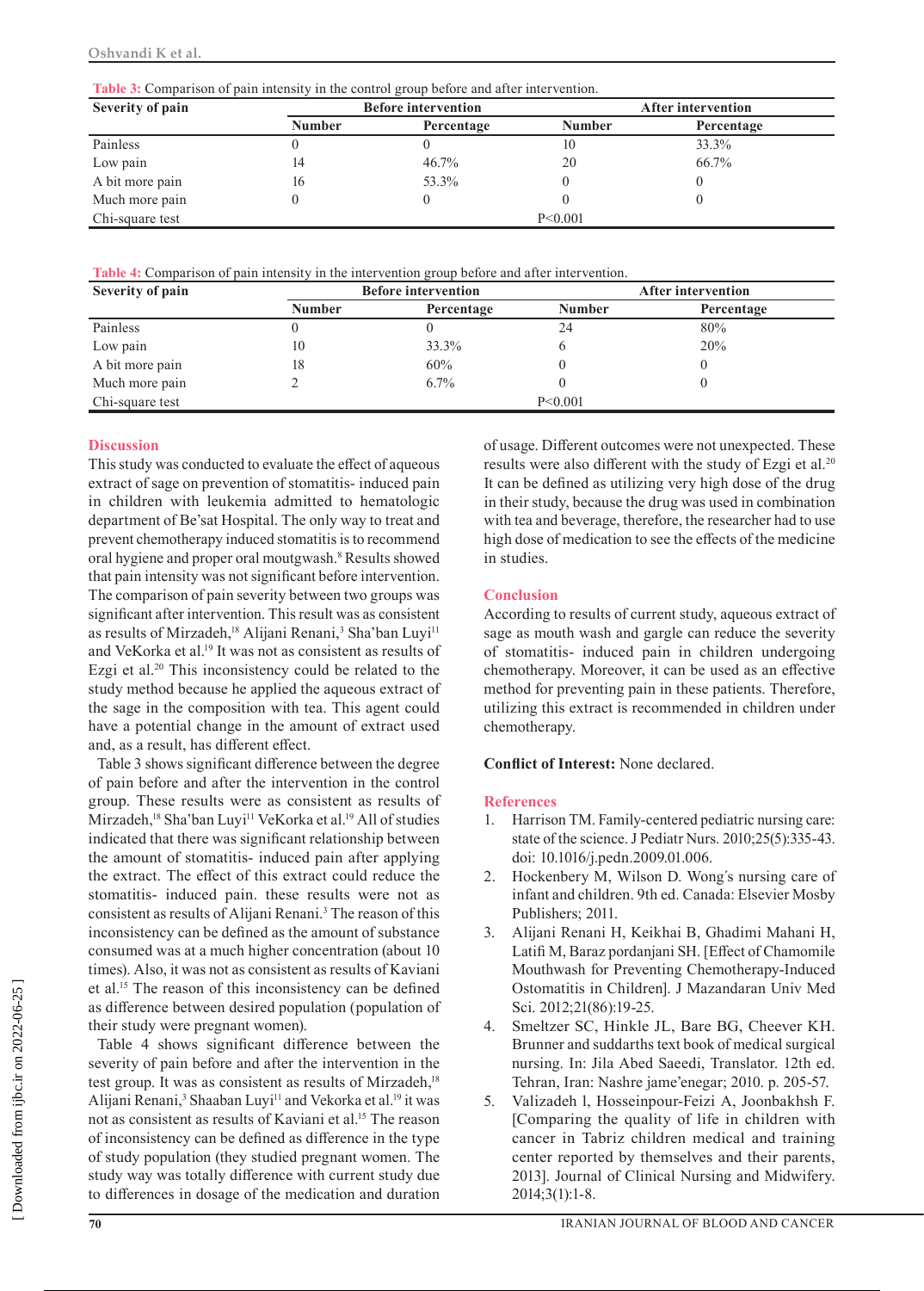**Table 3:** Comparison of pain intensity in the control group before and after intervention.

| Severity of pain | Before intervention | | After intervention | |
|---|---|---|---|---|
| | Number | Percentage | Number | Percentage |
| Painless | 0 | 0 | 10 | 33.3% |
| Low pain | 14 | 46.7% | 20 | 66.7% |
| A bit more pain | 16 | 53.3% | 0 | 0 |
| Much more pain | 0 | 0 | 0 | 0 |
| Chi-square test | P<0.001 | | | |

**Table 4:** Comparison of pain intensity in the intervention group before and after intervention.

| Severity of pain | Before intervention | | After intervention | |
|---|---|---|---|---|
| | Number | Percentage | Number | Percentage |
| Painless | 0 | 0 | 24 | 80% |
| Low pain | 10 | 33.3% | 6 | 20% |
| A bit more pain | 18 | 60% | 0 | 0 |
| Much more pain | 2 | 6.7% | 0 | 0 |
| Chi-square test | P<0.001 | | | |

## Discussion

This study was conducted to evaluate the effect of aqueous extract of sage on prevention of stomatitis- induced pain in children with leukemia admitted to hematologic department of Be'sat Hospital. The only way to treat and prevent chemotherapy induced stomatitis is to recommend oral hygiene and proper oral moutgwash.[8] Results showed that pain intensity was not significant before intervention. The comparison of pain severity between two groups was significant after intervention. This result was as consistent as results of Mirzadeh,[18] Alijani Renani,[3] Sha'ban Luyi[11] and VeKorka et al.[19] It was not as consistent as results of Ezgi et al.[20] This inconsistency could be related to the study method because he applied the aqueous extract of the sage in the composition with tea. This agent could have a potential change in the amount of extract used and, as a result, has different effect.

Table 3 shows significant difference between the degree of pain before and after the intervention in the control group. These results were as consistent as results of Mirzadeh,[18] Sha'ban Luyi[11] VeKorka et al.[19] All of studies indicated that there was significant relationship between the amount of stomatitis- induced pain after applying the extract. The effect of this extract could reduce the stomatitis- induced pain. these results were not as consistent as results of Alijani Renani.[3] The reason of this inconsistency can be defined as the amount of substance consumed was at a much higher concentration (about 10 times). Also, it was not as consistent as results of Kaviani et al.[15] The reason of this inconsistency can be defined as difference between desired population (population of their study were pregnant women).

Table 4 shows significant difference between the severity of pain before and after the intervention in the test group. It was as consistent as results of Mirzadeh,[18] Alijani Renani,[3] Shaaban Luyi[11] and Vekorka et al.[19] it was not as consistent as results of Kaviani et al.[15] The reason of inconsistency can be defined as difference in the type of study population (they studied pregnant women. The study way was totally difference with current study due to differences in dosage of the medication and duration of usage. Different outcomes were not unexpected. These results were also different with the study of Ezgi et al.[20] It can be defined as utilizing very high dose of the drug in their study, because the drug was used in combination with tea and beverage, therefore, the researcher had to use high dose of medication to see the effects of the medicine in studies.

## Conclusion

According to results of current study, aqueous extract of sage as mouth wash and gargle can reduce the severity of stomatitis- induced pain in children undergoing chemotherapy. Moreover, it can be used as an effective method for preventing pain in these patients. Therefore, utilizing this extract is recommended in children under chemotherapy.

**Conflict of Interest:** None declared.

## References

1. Harrison TM. Family-centered pediatric nursing care: state of the science. J Pediatr Nurs. 2010;25(5):335-43. doi: 10.1016/j.pedn.2009.01.006.
2. Hockenbery M, Wilson D. Wong's nursing care of infant and children. 9th ed. Canada: Elsevier Mosby Publishers; 2011.
3. Alijani Renani H, Keikhai B, Ghadimi Mahani H, Latifi M, Baraz pordanjani SH. [Effect of Chamomile Mouthwash for Preventing Chemotherapy-Induced Ostomatitis in Children]. J Mazandaran Univ Med Sci. 2012;21(86):19-25.
4. Smeltzer SC, Hinkle JL, Bare BG, Cheever KH. Brunner and suddarths text book of medical surgical nursing. In: Jila Abed Saeedi, Translator. 12th ed. Tehran, Iran: Nashre jame'enegar; 2010. p. 205-57.
5. Valizadeh l, Hosseinpour-Feizi A, Joonbakhsh F. [Comparing the quality of life in children with cancer in Tabriz children medical and training center reported by themselves and their parents, 2013]. Journal of Clinical Nursing and Midwifery. 2014;3(1):1-8.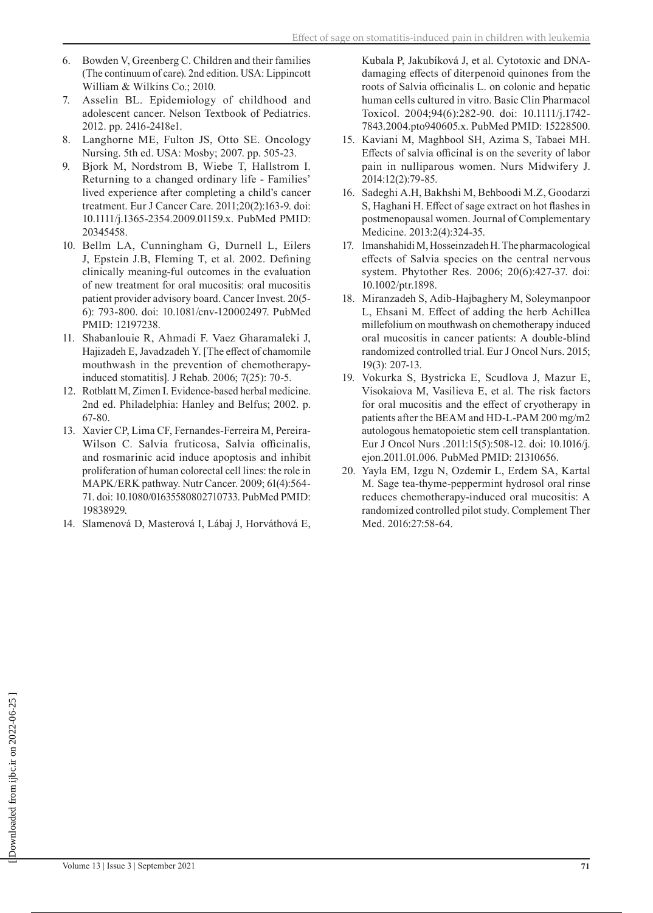6. Bowden V, Greenberg C. Children and their families (The continuum of care). 2nd edition. USA: Lippincott William & Wilkins Co.; 2010.
7. Asselin BL. Epidemiology of childhood and adolescent cancer. Nelson Textbook of Pediatrics. 2012. pp. 2416-2418e1.
8. Langhorne ME, Fulton JS, Otto SE. Oncology Nursing. 5th ed. USA: Mosby; 2007. pp. 505-23.
9. Bjork M, Nordstrom B, Wiebe T, Hallstrom I. Returning to a changed ordinary life - Families' lived experience after completing a child's cancer treatment. Eur J Cancer Care. 2011;20(2):163-9. doi: 10.1111/j.1365-2354.2009.01159.x. PubMed PMID: 20345458.
10. Bellm LA, Cunningham G, Durnell L, Eilers J, Epstein J.B, Fleming T, et al. 2002. Defining clinically meaning-ful outcomes in the evaluation of new treatment for oral mucositis: oral mucositis patient provider advisory board. Cancer Invest. 20(5-6): 793-800. doi: 10.1081/cnv-120002497. PubMed PMID: 12197238.
11. Shabanlouie R, Ahmadi F. Vaez Gharamaleki J, Hajizadeh E, Javadzadeh Y. [The effect of chamomile mouthwash in the prevention of chemotherapy-induced stomatitis]. J Rehab. 2006; 7(25): 70-5.
12. Rotblatt M, Zimen I. Evidence-based herbal medicine. 2nd ed. Philadelphia: Hanley and Belfus; 2002. p. 67-80.
13. Xavier CP, Lima CF, Fernandes-Ferreira M, Pereira-Wilson C. Salvia fruticosa, Salvia officinalis, and rosmarinic acid induce apoptosis and inhibit proliferation of human colorectal cell lines: the role in MAPK/ERK pathway. Nutr Cancer. 2009; 61(4):564-71. doi: 10.1080/01635580802710733. PubMed PMID: 19838929.
14. Slamenová D, Masterová I, Lábaj J, Horváthová E, Kubala P, Jakubíková J, et al. Cytotoxic and DNA-damaging effects of diterpenoid quinones from the roots of Salvia officinalis L. on colonic and hepatic human cells cultured in vitro. Basic Clin Pharmacol Toxicol. 2004;94(6):282-90. doi: 10.1111/j.1742-7843.2004.pto940605.x. PubMed PMID: 15228500.
15. Kaviani M, Maghbool SH, Azima S, Tabaei MH. Effects of salvia officinal is on the severity of labor pain in nulliparous women. Nurs Midwifery J. 2014:12(2):79-85.
16. Sadeghi A.H, Bakhshi M, Behboodi M.Z, Goodarzi S, Haghani H. Effect of sage extract on hot flashes in postmenopausal women. Journal of Complementary Medicine. 2013:2(4):324-35.
17. Imanshahidi M, Hosseinzadeh H. The pharmacological effects of Salvia species on the central nervous system. Phytother Res. 2006; 20(6):427-37. doi: 10.1002/ptr.1898.
18. Miranzadeh S, Adib-Hajbaghery M, Soleymanpoor L, Ehsani M. Effect of adding the herb Achillea millefolium on mouthwash on chemotherapy induced oral mucositis in cancer patients: A double-blind randomized controlled trial. Eur J Oncol Nurs. 2015; 19(3): 207-13.
19. Vokurka S, Bystricka E, Scudlova J, Mazur E, Visokaiova M, Vasilieva E, et al. The risk factors for oral mucositis and the effect of cryotherapy in patients after the BEAM and HD-L-PAM 200 mg/m2 autologous hematopoietic stem cell transplantation. Eur J Oncol Nurs .2011:15(5):508-12. doi: 10.1016/j.ejon.2011.01.006. PubMed PMID: 21310656.
20. Yayla EM, Izgu N, Ozdemir L, Erdem SA, Kartal M. Sage tea-thyme-peppermint hydrosol oral rinse reduces chemotherapy-induced oral mucositis: A randomized controlled pilot study. Complement Ther Med. 2016:27:58-64.